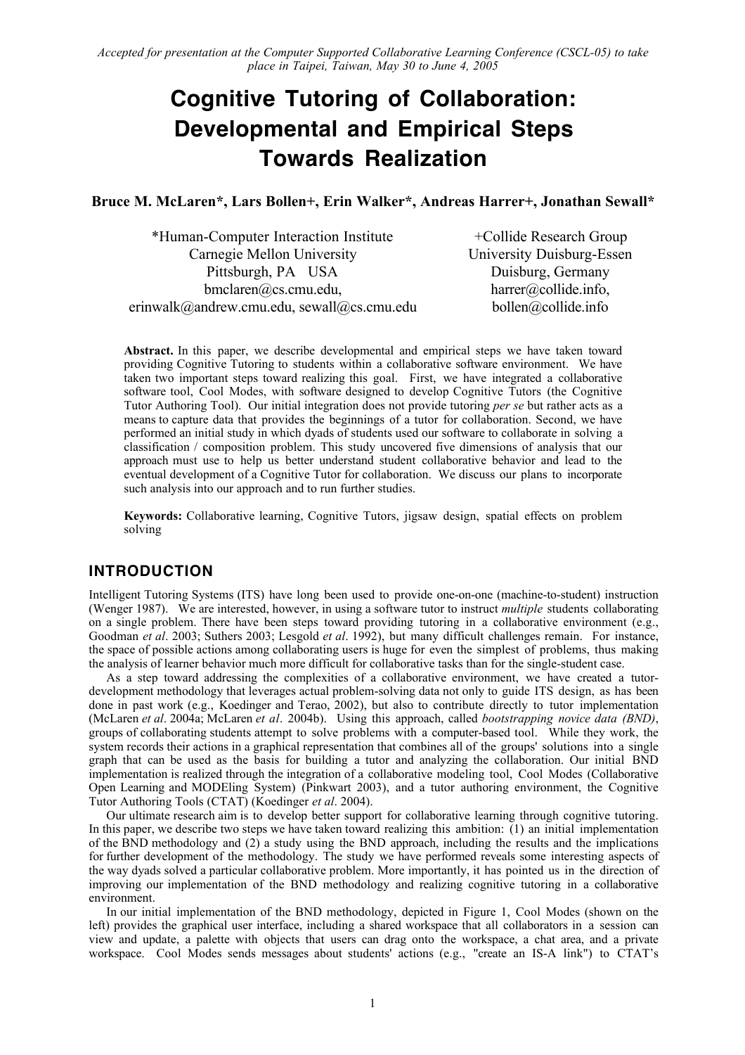*Accepted for presentation at the Computer Supported Collaborative Learning Conference (CSCL-05) to take place in Taipei, Taiwan, May 30 to June 4, 2005*

# Cognitive Tutoring of Collaboration: Developmental and Empirical Steps Towards Realization

**Bruce M. McLaren*, Lars Bollen+, Erin Walker*, Andreas Harrer+, Jonathan Sewall***

*Human-Computer Interaction Institute
Carnegie Mellon University
Pittsburgh, PA USA
bmclaren@cs.cmu.edu,
erinwalk@andrew.cmu.edu, sewall@cs.cmu.edu

+Collide Research Group
University Duisburg-Essen
Duisburg, Germany
harrer@collide.info,
bollen@collide.info

**Abstract.** In this paper, we describe developmental and empirical steps we have taken toward providing Cognitive Tutoring to students within a collaborative software environment. We have taken two important steps toward realizing this goal. First, we have integrated a collaborative software tool, Cool Modes, with software designed to develop Cognitive Tutors (the Cognitive Tutor Authoring Tool). Our initial integration does not provide tutoring *per se* but rather acts as a means to capture data that provides the beginnings of a tutor for collaboration. Second, we have performed an initial study in which dyads of students used our software to collaborate in solving a classification / composition problem. This study uncovered five dimensions of analysis that our approach must use to help us better understand student collaborative behavior and lead to the eventual development of a Cognitive Tutor for collaboration. We discuss our plans to incorporate such analysis into our approach and to run further studies.

**Keywords:** Collaborative learning, Cognitive Tutors, jigsaw design, spatial effects on problem solving

## INTRODUCTION

Intelligent Tutoring Systems (ITS) have long been used to provide one-on-one (machine-to-student) instruction (Wenger 1987). We are interested, however, in using a software tutor to instruct *multiple* students collaborating on a single problem. There have been steps toward providing tutoring in a collaborative environment (e.g., Goodman *et al*. 2003; Suthers 2003; Lesgold *et al*. 1992), but many difficult challenges remain. For instance, the space of possible actions among collaborating users is huge for even the simplest of problems, thus making the analysis of learner behavior much more difficult for collaborative tasks than for the single-student case.

As a step toward addressing the complexities of a collaborative environment, we have created a tutor-development methodology that leverages actual problem-solving data not only to guide ITS design, as has been done in past work (e.g., Koedinger and Terao, 2002), but also to contribute directly to tutor implementation (McLaren *et al*. 2004a; McLaren *et al*. 2004b). Using this approach, called *bootstrapping novice data (BND)*, groups of collaborating students attempt to solve problems with a computer-based tool. While they work, the system records their actions in a graphical representation that combines all of the groups' solutions into a single graph that can be used as the basis for building a tutor and analyzing the collaboration. Our initial BND implementation is realized through the integration of a collaborative modeling tool, Cool Modes (Collaborative Open Learning and MODEling System) (Pinkwart 2003), and a tutor authoring environment, the Cognitive Tutor Authoring Tools (CTAT) (Koedinger *et al*. 2004).

Our ultimate research aim is to develop better support for collaborative learning through cognitive tutoring. In this paper, we describe two steps we have taken toward realizing this ambition: (1) an initial implementation of the BND methodology and (2) a study using the BND approach, including the results and the implications for further development of the methodology. The study we have performed reveals some interesting aspects of the way dyads solved a particular collaborative problem. More importantly, it has pointed us in the direction of improving our implementation of the BND methodology and realizing cognitive tutoring in a collaborative environment.

In our initial implementation of the BND methodology, depicted in Figure 1, Cool Modes (shown on the left) provides the graphical user interface, including a shared workspace that all collaborators in a session can view and update, a palette with objects that users can drag onto the workspace, a chat area, and a private workspace. Cool Modes sends messages about students' actions (e.g., "create an IS-A link") to CTAT's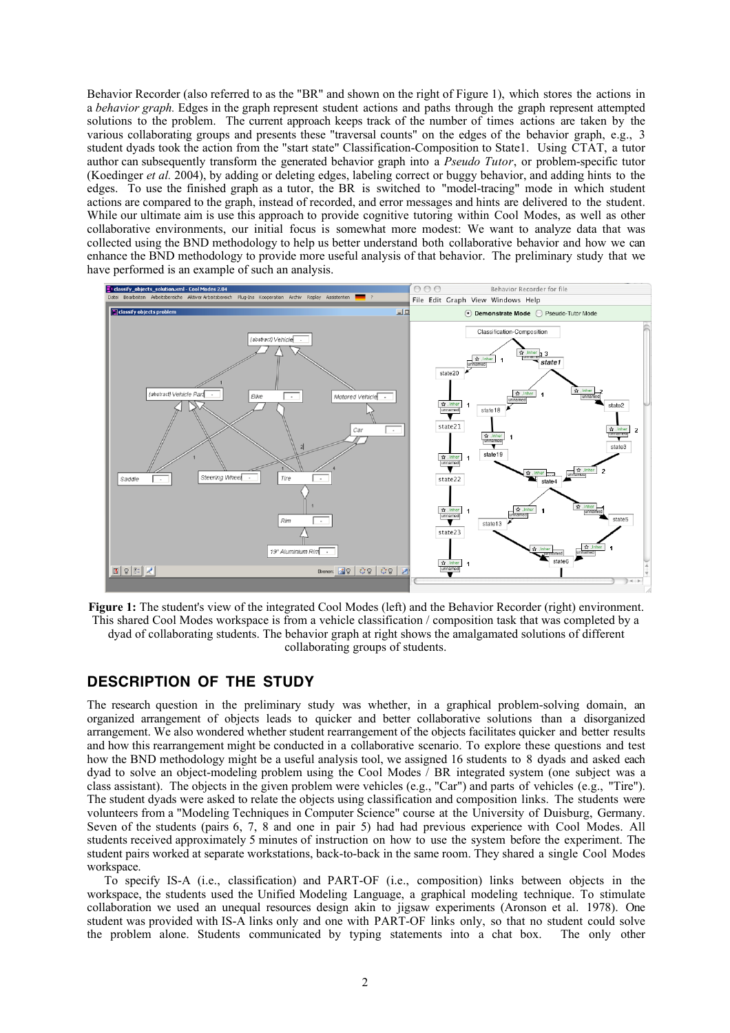Behavior Recorder (also referred to as the "BR" and shown on the right of Figure 1), which stores the actions in a *behavior graph.* Edges in the graph represent student actions and paths through the graph represent attempted solutions to the problem. The current approach keeps track of the number of times actions are taken by the various collaborating groups and presents these "traversal counts" on the edges of the behavior graph, e.g., 3 student dyads took the action from the "start state" Classification-Composition to State1. Using CTAT, a tutor author can subsequently transform the generated behavior graph into a *Pseudo Tutor*, or problem-specific tutor (Koedinger *et al.* 2004), by adding or deleting edges, labeling correct or buggy behavior, and adding hints to the edges. To use the finished graph as a tutor, the BR is switched to "model-tracing" mode in which student actions are compared to the graph, instead of recorded, and error messages and hints are delivered to the student. While our ultimate aim is use this approach to provide cognitive tutoring within Cool Modes, as well as other collaborative environments, our initial focus is somewhat more modest: We want to analyze data that was collected using the BND methodology to help us better understand both collaborative behavior and how we can enhance the BND methodology to provide more useful analysis of that behavior. The preliminary study that we have performed is an example of such an analysis.

**Figure 1:** The student's view of the integrated Cool Modes (left) and the Behavior Recorder (right) environment. This shared Cool Modes workspace is from a vehicle classification / composition task that was completed by a dyad of collaborating students. The behavior graph at right shows the amalgamated solutions of different collaborating groups of students.

## DESCRIPTION OF THE STUDY

The research question in the preliminary study was whether, in a graphical problem-solving domain, an organized arrangement of objects leads to quicker and better collaborative solutions than a disorganized arrangement. We also wondered whether student rearrangement of the objects facilitates quicker and better results and how this rearrangement might be conducted in a collaborative scenario. To explore these questions and test how the BND methodology might be a useful analysis tool, we assigned 16 students to 8 dyads and asked each dyad to solve an object-modeling problem using the Cool Modes / BR integrated system (one subject was a class assistant). The objects in the given problem were vehicles (e.g., "Car") and parts of vehicles (e.g., "Tire"). The student dyads were asked to relate the objects using classification and composition links. The students were volunteers from a "Modeling Techniques in Computer Science" course at the University of Duisburg, Germany. Seven of the students (pairs 6, 7, 8 and one in pair 5) had had previous experience with Cool Modes. All students received approximately 5 minutes of instruction on how to use the system before the experiment. The student pairs worked at separate workstations, back-to-back in the same room. They shared a single Cool Modes workspace.

To specify IS-A (i.e., classification) and PART-OF (i.e., composition) links between objects in the workspace, the students used the Unified Modeling Language, a graphical modeling technique. To stimulate collaboration we used an unequal resources design akin to jigsaw experiments (Aronson et al. 1978). One student was provided with IS-A links only and one with PART-OF links only, so that no student could solve the problem alone. Students communicated by typing statements into a chat box. The only other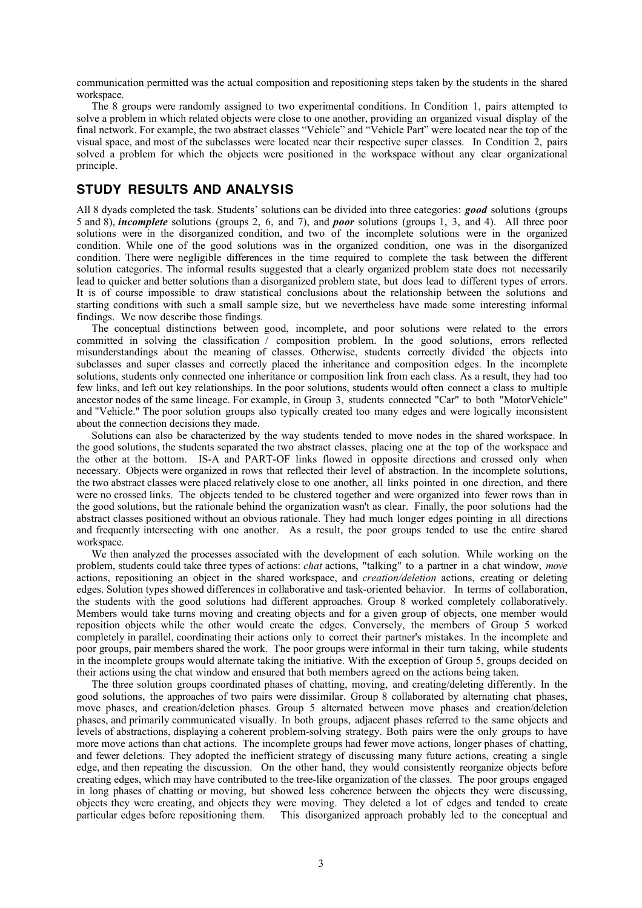communication permitted was the actual composition and repositioning steps taken by the students in the shared workspace.

The 8 groups were randomly assigned to two experimental conditions. In Condition 1, pairs attempted to solve a problem in which related objects were close to one another, providing an organized visual display of the final network. For example, the two abstract classes "Vehicle" and "Vehicle Part" were located near the top of the visual space, and most of the subclasses were located near their respective super classes. In Condition 2, pairs solved a problem for which the objects were positioned in the workspace without any clear organizational principle.

## STUDY RESULTS AND ANALYSIS

All 8 dyads completed the task. Students' solutions can be divided into three categories: ***good*** solutions (groups 5 and 8), ***incomplete*** solutions (groups 2, 6, and 7), and ***poor*** solutions (groups 1, 3, and 4). All three poor solutions were in the disorganized condition, and two of the incomplete solutions were in the organized condition. While one of the good solutions was in the organized condition, one was in the disorganized condition. There were negligible differences in the time required to complete the task between the different solution categories. The informal results suggested that a clearly organized problem state does not necessarily lead to quicker and better solutions than a disorganized problem state, but does lead to different types of errors. It is of course impossible to draw statistical conclusions about the relationship between the solutions and starting conditions with such a small sample size, but we nevertheless have made some interesting informal findings. We now describe those findings.

The conceptual distinctions between good, incomplete, and poor solutions were related to the errors committed in solving the classification / composition problem. In the good solutions, errors reflected misunderstandings about the meaning of classes. Otherwise, students correctly divided the objects into subclasses and super classes and correctly placed the inheritance and composition edges. In the incomplete solutions, students only connected one inheritance or composition link from each class. As a result, they had too few links, and left out key relationships. In the poor solutions, students would often connect a class to multiple ancestor nodes of the same lineage. For example, in Group 3, students connected "Car" to both "MotorVehicle" and "Vehicle." The poor solution groups also typically created too many edges and were logically inconsistent about the connection decisions they made.

Solutions can also be characterized by the way students tended to move nodes in the shared workspace. In the good solutions, the students separated the two abstract classes, placing one at the top of the workspace and the other at the bottom. IS-A and PART-OF links flowed in opposite directions and crossed only when necessary. Objects were organized in rows that reflected their level of abstraction. In the incomplete solutions, the two abstract classes were placed relatively close to one another, all links pointed in one direction, and there were no crossed links. The objects tended to be clustered together and were organized into fewer rows than in the good solutions, but the rationale behind the organization wasn't as clear. Finally, the poor solutions had the abstract classes positioned without an obvious rationale. They had much longer edges pointing in all directions and frequently intersecting with one another. As a result, the poor groups tended to use the entire shared workspace.

We then analyzed the processes associated with the development of each solution. While working on the problem, students could take three types of actions: *chat* actions, "talking" to a partner in a chat window, *move* actions, repositioning an object in the shared workspace, and *creation/deletion* actions, creating or deleting edges. Solution types showed differences in collaborative and task-oriented behavior. In terms of collaboration, the students with the good solutions had different approaches. Group 8 worked completely collaboratively. Members would take turns moving and creating objects and for a given group of objects, one member would reposition objects while the other would create the edges. Conversely, the members of Group 5 worked completely in parallel, coordinating their actions only to correct their partner's mistakes. In the incomplete and poor groups, pair members shared the work. The poor groups were informal in their turn taking, while students in the incomplete groups would alternate taking the initiative. With the exception of Group 5, groups decided on their actions using the chat window and ensured that both members agreed on the actions being taken.

The three solution groups coordinated phases of chatting, moving, and creating/deleting differently. In the good solutions, the approaches of two pairs were dissimilar. Group 8 collaborated by alternating chat phases, move phases, and creation/deletion phases. Group 5 alternated between move phases and creation/deletion phases, and primarily communicated visually. In both groups, adjacent phases referred to the same objects and levels of abstractions, displaying a coherent problem-solving strategy. Both pairs were the only groups to have more move actions than chat actions. The incomplete groups had fewer move actions, longer phases of chatting, and fewer deletions. They adopted the inefficient strategy of discussing many future actions, creating a single edge, and then repeating the discussion. On the other hand, they would consistently reorganize objects before creating edges, which may have contributed to the tree-like organization of the classes. The poor groups engaged in long phases of chatting or moving, but showed less coherence between the objects they were discussing, objects they were creating, and objects they were moving. They deleted a lot of edges and tended to create particular edges before repositioning them. This disorganized approach probably led to the conceptual and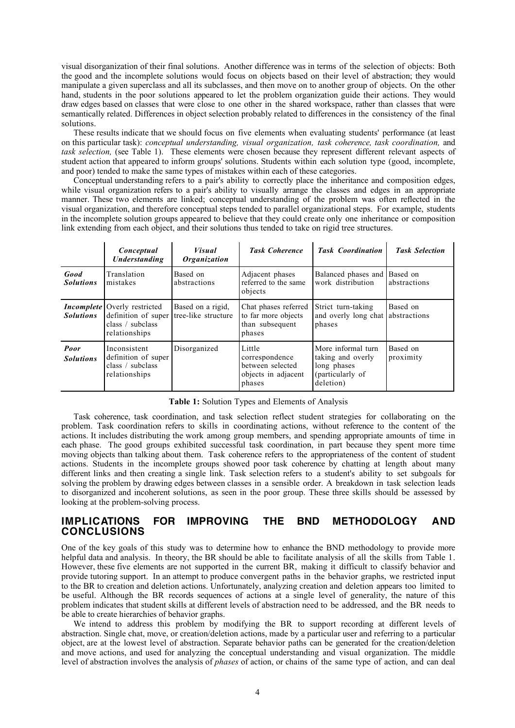visual disorganization of their final solutions. Another difference was in terms of the selection of objects: Both the good and the incomplete solutions would focus on objects based on their level of abstraction; they would manipulate a given superclass and all its subclasses, and then move on to another group of objects. On the other hand, students in the poor solutions appeared to let the problem organization guide their actions. They would draw edges based on classes that were close to one other in the shared workspace, rather than classes that were semantically related. Differences in object selection probably related to differences in the consistency of the final solutions.

These results indicate that we should focus on five elements when evaluating students' performance (at least on this particular task): *conceptual understanding, visual organization, task coherence, task coordination,* and *task selection,* (see Table 1). These elements were chosen because they represent different relevant aspects of student action that appeared to inform groups' solutions. Students within each solution type (good, incomplete, and poor) tended to make the same types of mistakes within each of these categories.

Conceptual understanding refers to a pair's ability to correctly place the inheritance and composition edges, while visual organization refers to a pair's ability to visually arrange the classes and edges in an appropriate manner. These two elements are linked; conceptual understanding of the problem was often reflected in the visual organization, and therefore conceptual steps tended to parallel organizational steps. For example, students in the incomplete solution groups appeared to believe that they could create only one inheritance or composition link extending from each object, and their solutions thus tended to take on rigid tree structures.

| | ***Conceptual Understanding*** | ***Visual Organization*** | ***Task Coherence*** | ***Task Coordination*** | ***Task Selection*** |
|---|---|---|---|---|---|
| ***Good Solutions*** | Translation mistakes | Based on abstractions | Adjacent phases referred to the same objects | Balanced phases and work distribution | Based on abstractions |
| ***Incomplete Solutions*** | Overly restricted definition of super class / subclass relationships | Based on a rigid, tree-like structure | Chat phases referred to far more objects than subsequent phases | Strict turn-taking and overly long chat phases | Based on abstractions |
| ***Poor Solutions*** | Inconsistent definition of super class / subclass relationships | Disorganized | Little correspondence between selected objects in adjacent phases | More informal turn taking and overly long phases (particularly of deletion) | Based on proximity |

**Table 1:** Solution Types and Elements of Analysis

Task coherence, task coordination, and task selection reflect student strategies for collaborating on the problem. Task coordination refers to skills in coordinating actions, without reference to the content of the actions. It includes distributing the work among group members, and spending appropriate amounts of time in each phase. The good groups exhibited successful task coordination, in part because they spent more time moving objects than talking about them. Task coherence refers to the appropriateness of the content of student actions. Students in the incomplete groups showed poor task coherence by chatting at length about many different links and then creating a single link. Task selection refers to a student's ability to set subgoals for solving the problem by drawing edges between classes in a sensible order. A breakdown in task selection leads to disorganized and incoherent solutions, as seen in the poor group. These three skills should be assessed by looking at the problem-solving process.

## IMPLICATIONS FOR IMPROVING THE BND METHODOLOGY AND CONCLUSIONS

One of the key goals of this study was to determine how to enhance the BND methodology to provide more helpful data and analysis. In theory, the BR should be able to facilitate analysis of all the skills from Table 1. However, these five elements are not supported in the current BR, making it difficult to classify behavior and provide tutoring support. In an attempt to produce convergent paths in the behavior graphs, we restricted input to the BR to creation and deletion actions. Unfortunately, analyzing creation and deletion appears too limited to be useful. Although the BR records sequences of actions at a single level of generality, the nature of this problem indicates that student skills at different levels of abstraction need to be addressed, and the BR needs to be able to create hierarchies of behavior graphs.

We intend to address this problem by modifying the BR to support recording at different levels of abstraction. Single chat, move, or creation/deletion actions, made by a particular user and referring to a particular object, are at the lowest level of abstraction. Separate behavior paths can be generated for the creation/deletion and move actions, and used for analyzing the conceptual understanding and visual organization. The middle level of abstraction involves the analysis of *phases* of action, or chains of the same type of action, and can deal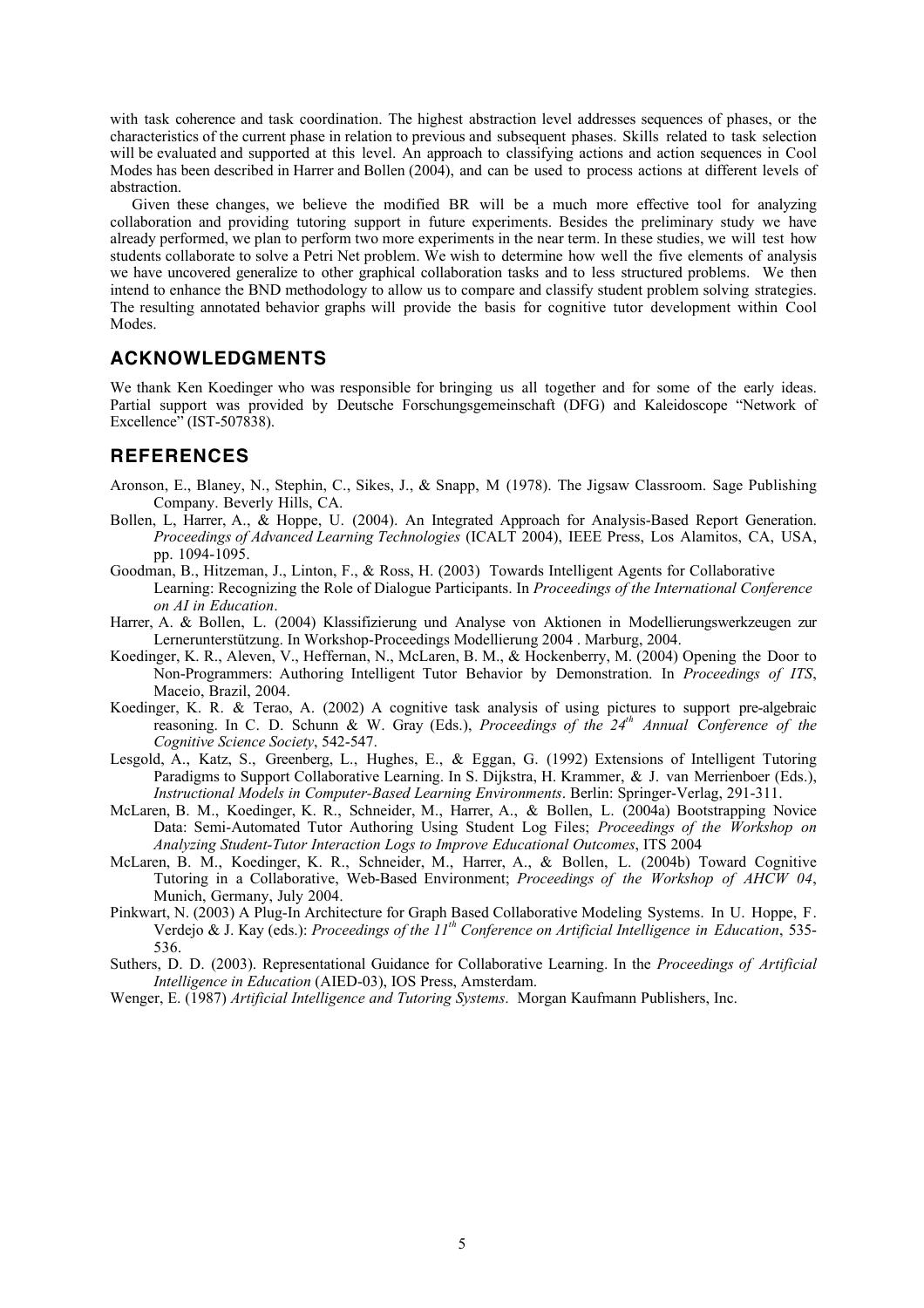with task coherence and task coordination. The highest abstraction level addresses sequences of phases, or the characteristics of the current phase in relation to previous and subsequent phases. Skills related to task selection will be evaluated and supported at this level. An approach to classifying actions and action sequences in Cool Modes has been described in Harrer and Bollen (2004), and can be used to process actions at different levels of abstraction.

Given these changes, we believe the modified BR will be a much more effective tool for analyzing collaboration and providing tutoring support in future experiments. Besides the preliminary study we have already performed, we plan to perform two more experiments in the near term. In these studies, we will test how students collaborate to solve a Petri Net problem. We wish to determine how well the five elements of analysis we have uncovered generalize to other graphical collaboration tasks and to less structured problems. We then intend to enhance the BND methodology to allow us to compare and classify student problem solving strategies. The resulting annotated behavior graphs will provide the basis for cognitive tutor development within Cool Modes.

## ACKNOWLEDGMENTS

We thank Ken Koedinger who was responsible for bringing us all together and for some of the early ideas. Partial support was provided by Deutsche Forschungsgemeinschaft (DFG) and Kaleidoscope "Network of Excellence" (IST-507838).

## REFERENCES

Aronson, E., Blaney, N., Stephin, C., Sikes, J., & Snapp, M (1978). The Jigsaw Classroom. Sage Publishing Company. Beverly Hills, CA.

Bollen, L, Harrer, A., & Hoppe, U. (2004). An Integrated Approach for Analysis-Based Report Generation. *Proceedings of Advanced Learning Technologies* (ICALT 2004), IEEE Press, Los Alamitos, CA, USA, pp. 1094-1095.

Goodman, B., Hitzeman, J., Linton, F., & Ross, H. (2003) Towards Intelligent Agents for Collaborative Learning: Recognizing the Role of Dialogue Participants. In *Proceedings of the International Conference on AI in Education*.

Harrer, A. & Bollen, L. (2004) Klassifizierung und Analyse von Aktionen in Modellierungswerkzeugen zur Lernerunterstützung. In Workshop-Proceedings Modellierung 2004 . Marburg, 2004.

Koedinger, K. R., Aleven, V., Heffernan, N., McLaren, B. M., & Hockenberry, M. (2004) Opening the Door to Non-Programmers: Authoring Intelligent Tutor Behavior by Demonstration. In *Proceedings of ITS*, Maceio, Brazil, 2004.

Koedinger, K. R. & Terao, A. (2002) A cognitive task analysis of using pictures to support pre-algebraic reasoning. In C. D. Schunn & W. Gray (Eds.), *Proceedings of the 24th Annual Conference of the Cognitive Science Society*, 542-547.

Lesgold, A., Katz, S., Greenberg, L., Hughes, E., & Eggan, G. (1992) Extensions of Intelligent Tutoring Paradigms to Support Collaborative Learning. In S. Dijkstra, H. Krammer, & J. van Merrienboer (Eds.), *Instructional Models in Computer-Based Learning Environments*. Berlin: Springer-Verlag, 291-311.

McLaren, B. M., Koedinger, K. R., Schneider, M., Harrer, A., & Bollen, L. (2004a) Bootstrapping Novice Data: Semi-Automated Tutor Authoring Using Student Log Files; *Proceedings of the Workshop on Analyzing Student-Tutor Interaction Logs to Improve Educational Outcomes*, ITS 2004

McLaren, B. M., Koedinger, K. R., Schneider, M., Harrer, A., & Bollen, L. (2004b) Toward Cognitive Tutoring in a Collaborative, Web-Based Environment; *Proceedings of the Workshop of AHCW 04*, Munich, Germany, July 2004.

Pinkwart, N. (2003) A Plug-In Architecture for Graph Based Collaborative Modeling Systems. In U. Hoppe, F. Verdejo & J. Kay (eds.): *Proceedings of the 11th Conference on Artificial Intelligence in Education*, 535-536.

Suthers, D. D. (2003). Representational Guidance for Collaborative Learning. In the *Proceedings of Artificial Intelligence in Education* (AIED-03), IOS Press, Amsterdam.

Wenger, E. (1987) *Artificial Intelligence and Tutoring Systems*. Morgan Kaufmann Publishers, Inc.